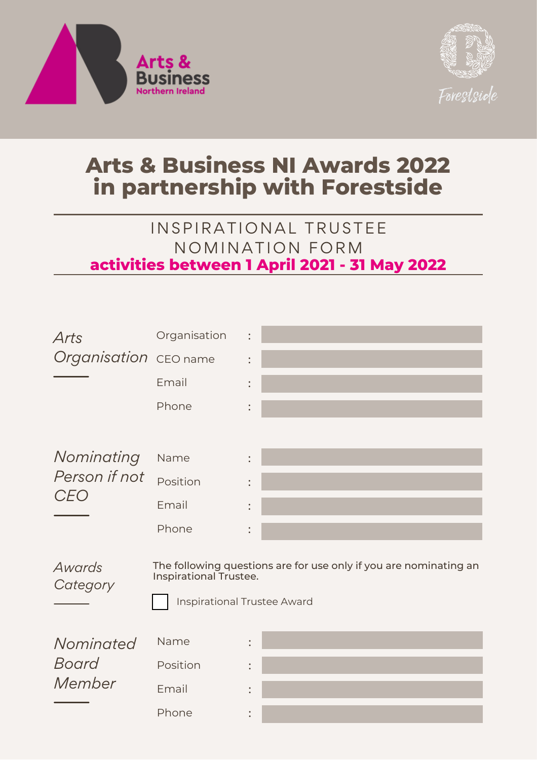Arts & Business Northern Ireland

Forestside

# Arts & Business NI Awards 2022 in partnership with Forestside

## INSPIRATIONAL TRUSTEE NOMINATION FORM

**activities between 1 April 2021 - 31 May 2022**

### *Arts Organisation*

| | | |
|---|---|---|
| Organisation | : | |
| CEO name | : | |
| Email | : | |
| Phone | : | |

### *Nominating Person if not CEO*

| | | |
|---|---|---|
| Name | : | |
| Position | : | |
| Email | : | |
| Phone | : | |

### *Awards Category*

The following questions are for use only if you are nominating an Inspirational Trustee.

☐ Inspirational Trustee Award

### *Nominated Board Member*

| | | |
|---|---|---|
| Name | : | |
| Position | : | |
| Email | : | |
| Phone | : | |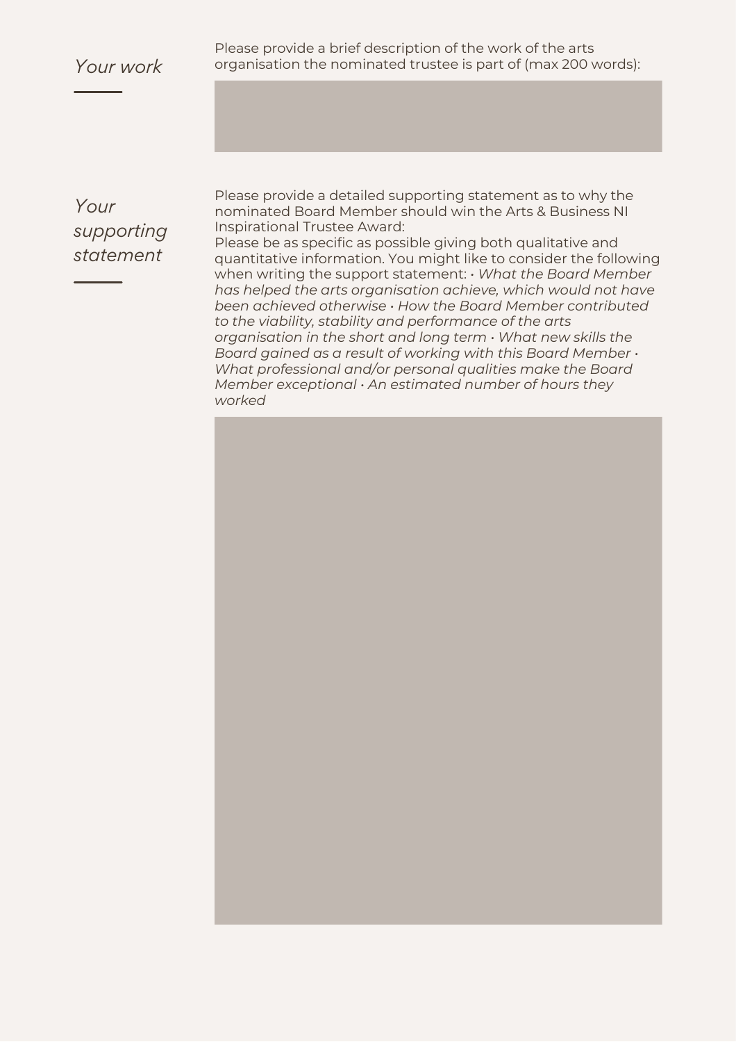## *Your work*

Please provide a brief description of the work of the arts organisation the nominated trustee is part of (max 200 words):

## *Your supporting statement*

Please provide a detailed supporting statement as to why the nominated Board Member should win the Arts & Business NI Inspirational Trustee Award:

Please be as specific as possible giving both qualitative and quantitative information. You might like to consider the following when writing the support statement:

- *What the Board Member has helped the arts organisation achieve, which would not have been achieved otherwise*
- *How the Board Member contributed to the viability, stability and performance of the arts organisation in the short and long term*
- *What new skills the Board gained as a result of working with this Board Member*
- *What professional and/or personal qualities make the Board Member exceptional*
- *An estimated number of hours they worked*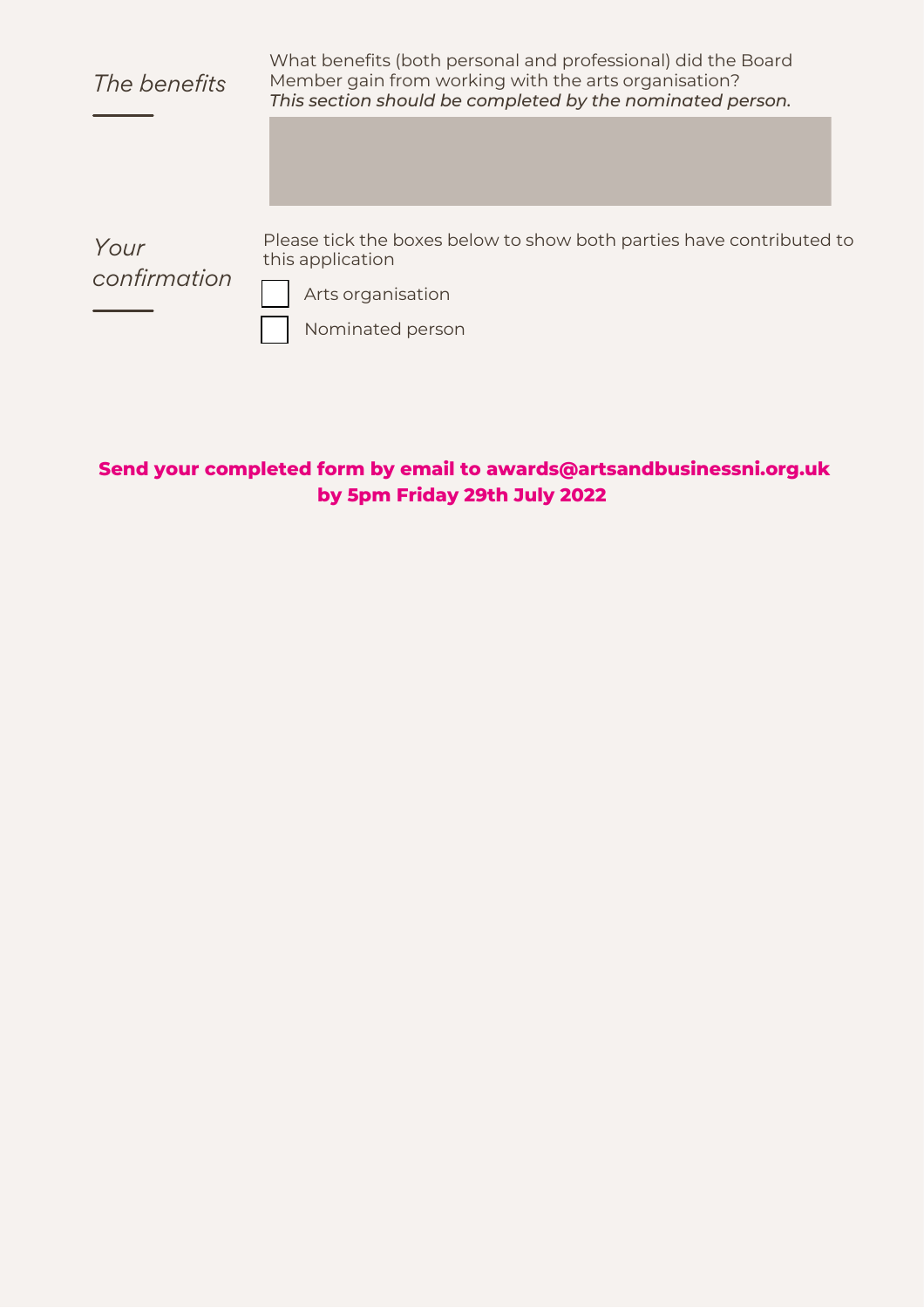## *The benefits*

What benefits (both personal and professional) did the Board Member gain from working with the arts organisation?
*This section should be completed by the nominated person.*

## *Your confirmation*

Please tick the boxes below to show both parties have contributed to this application

- ☐ Arts organisation
- ☐ Nominated person

**Send your completed form by email to awards@artsandbusinessni.org.uk by 5pm Friday 29th July 2022**